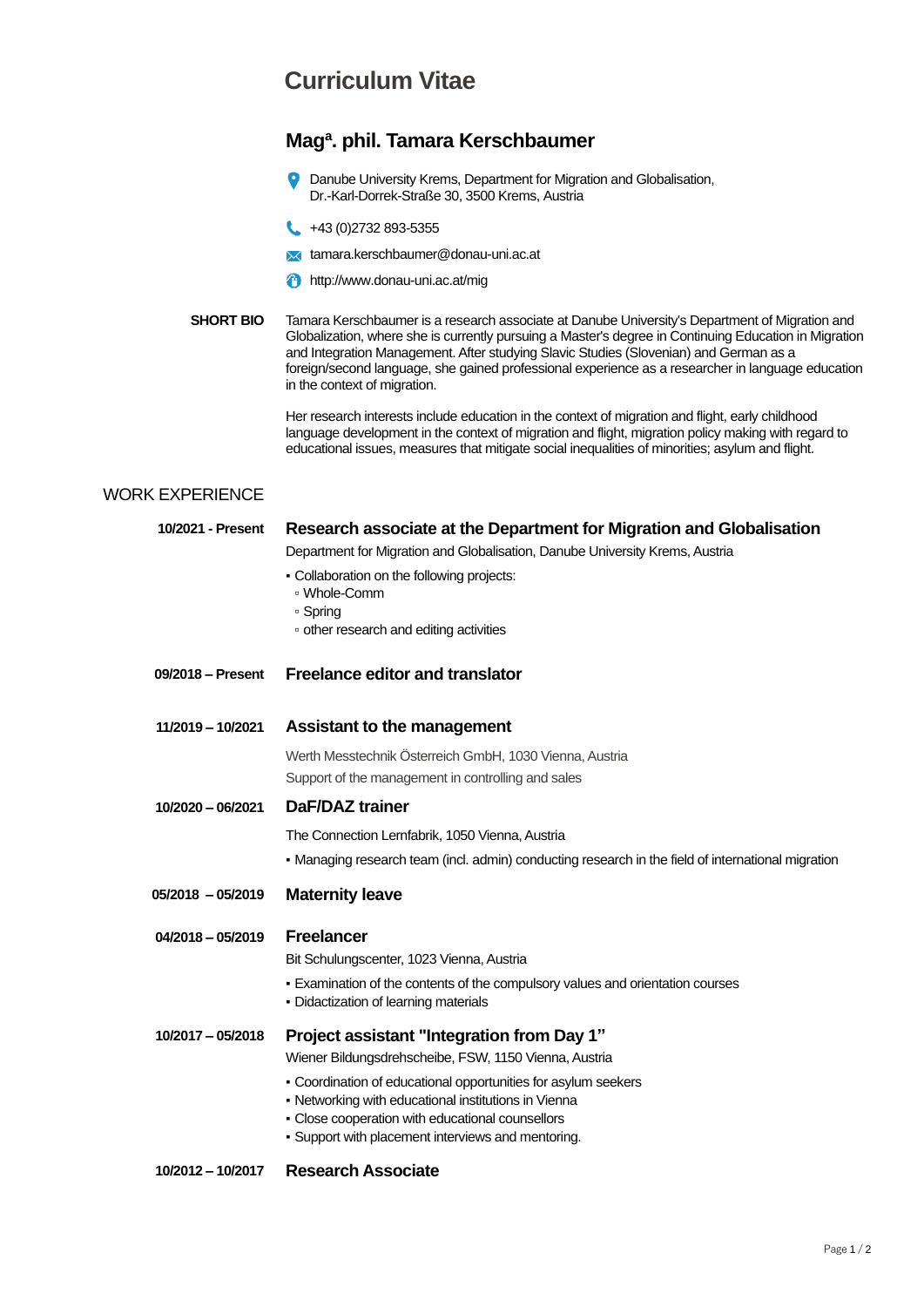# Curriculum Vitae

## Mag[a]. phil. Tamara Kerschbaumer

Danube University Krems, Department for Migration and Globalisation,
Dr.-Karl-Dorrek-Straße 30, 3500 Krems, Austria

+43 (0)2732 893-5355

tamara.kerschbaumer@donau-uni.ac.at

http://www.donau-uni.ac.at/mig

**SHORT BIO**

Tamara Kerschbaumer is a research associate at Danube University's Department of Migration and Globalization, where she is currently pursuing a Master's degree in Continuing Education in Migration and Integration Management. After studying Slavic Studies (Slovenian) and German as a foreign/second language, she gained professional experience as a researcher in language education in the context of migration.

Her research interests include education in the context of migration and flight, early childhood language development in the context of migration and flight, migration policy making with regard to educational issues, measures that mitigate social inequalities of minorities; asylum and flight.

## WORK EXPERIENCE

**10/2021 - Present**

### Research associate at the Department for Migration and Globalisation

Department for Migration and Globalisation, Danube University Krems, Austria

- Collaboration on the following projects:
  - Whole-Comm
  - Spring
  - other research and editing activities

**09/2018 – Present**

### Freelance editor and translator

**11/2019 – 10/2021**

### Assistant to the management

Werth Messtechnik Österreich GmbH, 1030 Vienna, Austria

Support of the management in controlling and sales

**10/2020 – 06/2021**

### DaF/DAZ trainer

The Connection Lernfabrik, 1050 Vienna, Austria

- Managing research team (incl. admin) conducting research in the field of international migration

**05/2018 – 05/2019**

### Maternity leave

**04/2018 – 05/2019**

### Freelancer

Bit Schulungscenter, 1023 Vienna, Austria

- Examination of the contents of the compulsory values and orientation courses
- Didactization of learning materials

**10/2017 – 05/2018**

### Project assistant "Integration from Day 1"

Wiener Bildungsdrehscheibe, FSW, 1150 Vienna, Austria

- Coordination of educational opportunities for asylum seekers
- Networking with educational institutions in Vienna
- Close cooperation with educational counsellors
- Support with placement interviews and mentoring.

**10/2012 – 10/2017**

### Research Associate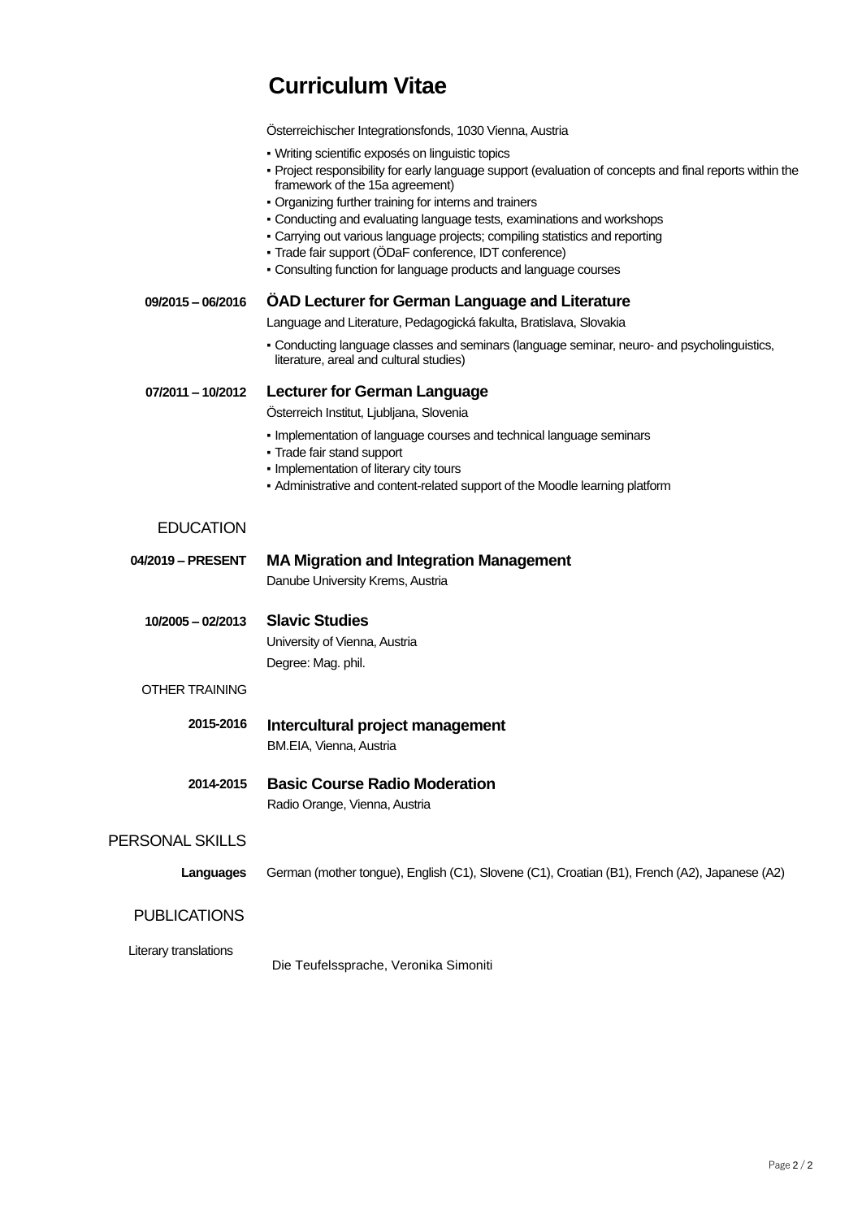# Curriculum Vitae

Österreichischer Integrationsfonds, 1030 Vienna, Austria

- Writing scientific exposés on linguistic topics
- Project responsibility for early language support (evaluation of concepts and final reports within the framework of the 15a agreement)
- Organizing further training for interns and trainers
- Conducting and evaluating language tests, examinations and workshops
- Carrying out various language projects; compiling statistics and reporting
- Trade fair support (ÖDaF conference, IDT conference)
- Consulting function for language products and language courses

**09/2015 – 06/2016** **ÖAD Lecturer for German Language and Literature**

Language and Literature, Pedagogická fakulta, Bratislava, Slovakia

- Conducting language classes and seminars (language seminar, neuro- and psycholinguistics, literature, areal and cultural studies)

**07/2011 – 10/2012** **Lecturer for German Language**

Österreich Institut, Ljubljana, Slovenia

- Implementation of language courses and technical language seminars
- Trade fair stand support
- Implementation of literary city tours
- Administrative and content-related support of the Moodle learning platform

## EDUCATION

**04/2019 – PRESENT** **MA Migration and Integration Management**

Danube University Krems, Austria

**10/2005 – 02/2013** **Slavic Studies**

University of Vienna, Austria

Degree: Mag. phil.

## OTHER TRAINING

**2015-2016** **Intercultural project management**

BM.EIA, Vienna, Austria

**2014-2015** **Basic Course Radio Moderation**

Radio Orange, Vienna, Austria

## PERSONAL SKILLS

**Languages** German (mother tongue), English (C1), Slovene (C1), Croatian (B1), French (A2), Japanese (A2)

## PUBLICATIONS

Literary translations

Die Teufelssprache, Veronika Simoniti